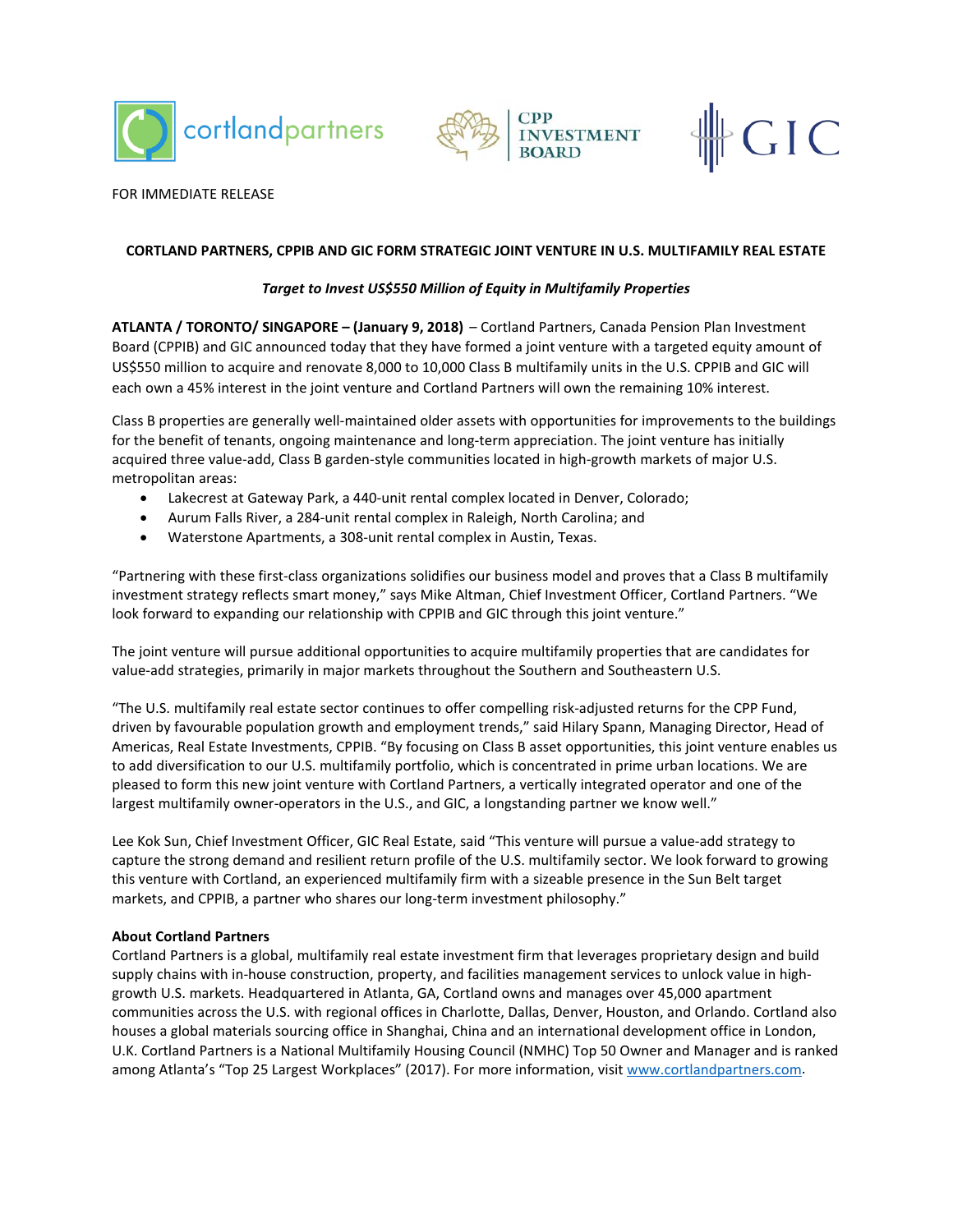FOR IMMEDIATE RELEASE

**CORTLAND PARTNERS, CPPIB AND GIC FORM STRATEGIC JOINT VENTURE IN U.S. MULTIFAMILY REAL ESTATE**

***Target to Invest US$550 Million of Equity in Multifamily Properties***

**ATLANTA / TORONTO/ SINGAPORE – (January 9, 2018)** – Cortland Partners, Canada Pension Plan Investment Board (CPPIB) and GIC announced today that they have formed a joint venture with a targeted equity amount of US$550 million to acquire and renovate 8,000 to 10,000 Class B multifamily units in the U.S. CPPIB and GIC will each own a 45% interest in the joint venture and Cortland Partners will own the remaining 10% interest.

Class B properties are generally well-maintained older assets with opportunities for improvements to the buildings for the benefit of tenants, ongoing maintenance and long-term appreciation. The joint venture has initially acquired three value-add, Class B garden-style communities located in high-growth markets of major U.S. metropolitan areas:

- Lakecrest at Gateway Park, a 440-unit rental complex located in Denver, Colorado;
- Aurum Falls River, a 284-unit rental complex in Raleigh, North Carolina; and
- Waterstone Apartments, a 308-unit rental complex in Austin, Texas.

"Partnering with these first-class organizations solidifies our business model and proves that a Class B multifamily investment strategy reflects smart money," says Mike Altman, Chief Investment Officer, Cortland Partners. "We look forward to expanding our relationship with CPPIB and GIC through this joint venture."

The joint venture will pursue additional opportunities to acquire multifamily properties that are candidates for value-add strategies, primarily in major markets throughout the Southern and Southeastern U.S.

"The U.S. multifamily real estate sector continues to offer compelling risk-adjusted returns for the CPP Fund, driven by favourable population growth and employment trends," said Hilary Spann, Managing Director, Head of Americas, Real Estate Investments, CPPIB. "By focusing on Class B asset opportunities, this joint venture enables us to add diversification to our U.S. multifamily portfolio, which is concentrated in prime urban locations. We are pleased to form this new joint venture with Cortland Partners, a vertically integrated operator and one of the largest multifamily owner-operators in the U.S., and GIC, a longstanding partner we know well."

Lee Kok Sun, Chief Investment Officer, GIC Real Estate, said "This venture will pursue a value-add strategy to capture the strong demand and resilient return profile of the U.S. multifamily sector. We look forward to growing this venture with Cortland, an experienced multifamily firm with a sizeable presence in the Sun Belt target markets, and CPPIB, a partner who shares our long-term investment philosophy."

**About Cortland Partners**

Cortland Partners is a global, multifamily real estate investment firm that leverages proprietary design and build supply chains with in-house construction, property, and facilities management services to unlock value in high-growth U.S. markets. Headquartered in Atlanta, GA, Cortland owns and manages over 45,000 apartment communities across the U.S. with regional offices in Charlotte, Dallas, Denver, Houston, and Orlando. Cortland also houses a global materials sourcing office in Shanghai, China and an international development office in London, U.K. Cortland Partners is a National Multifamily Housing Council (NMHC) Top 50 Owner and Manager and is ranked among Atlanta's "Top 25 Largest Workplaces" (2017). For more information, visit www.cortlandpartners.com.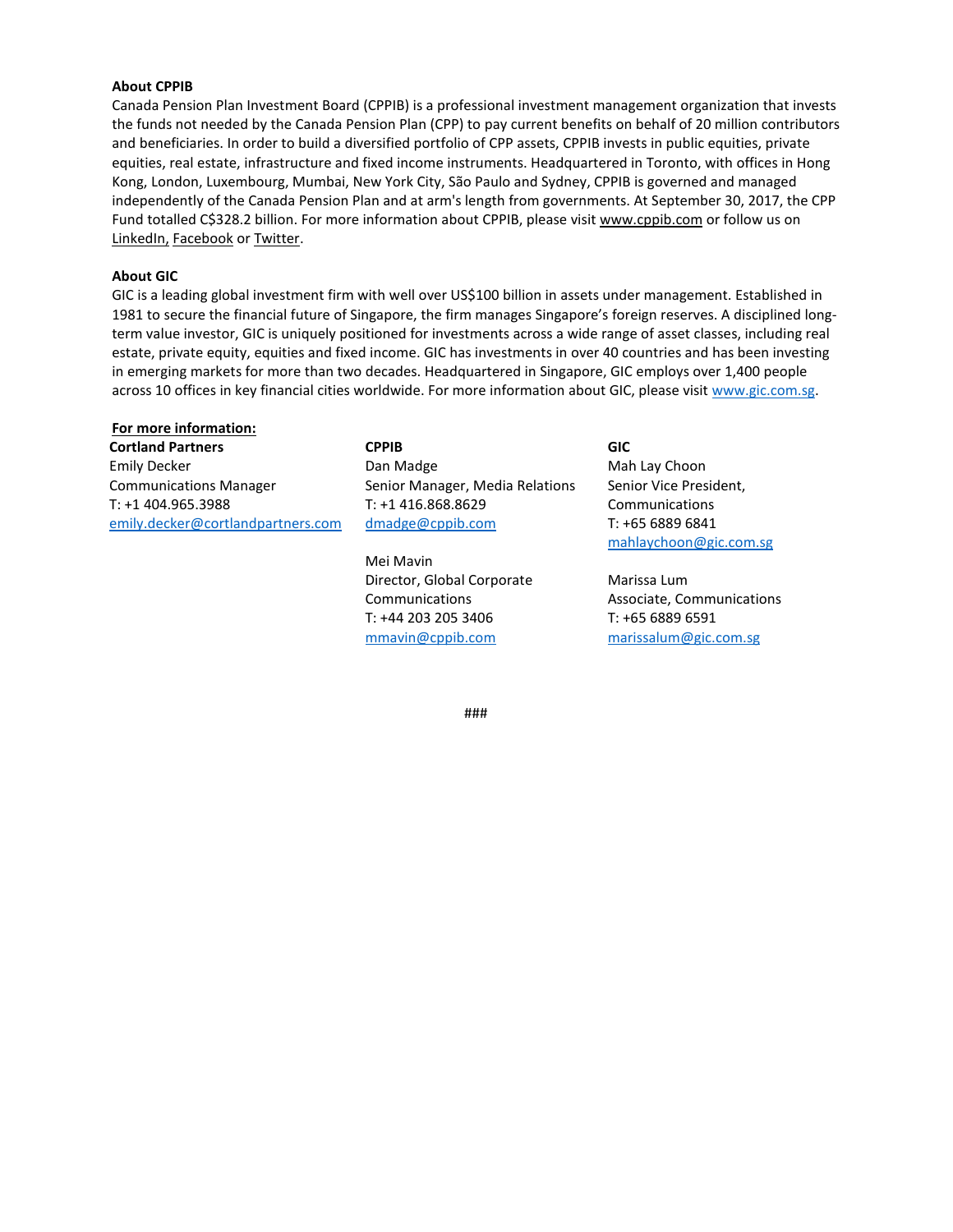**About CPPIB**

Canada Pension Plan Investment Board (CPPIB) is a professional investment management organization that invests the funds not needed by the Canada Pension Plan (CPP) to pay current benefits on behalf of 20 million contributors and beneficiaries. In order to build a diversified portfolio of CPP assets, CPPIB invests in public equities, private equities, real estate, infrastructure and fixed income instruments. Headquartered in Toronto, with offices in Hong Kong, London, Luxembourg, Mumbai, New York City, São Paulo and Sydney, CPPIB is governed and managed independently of the Canada Pension Plan and at arm's length from governments. At September 30, 2017, the CPP Fund totalled C$328.2 billion. For more information about CPPIB, please visit www.cppib.com or follow us on LinkedIn, Facebook or Twitter.

**About GIC**

GIC is a leading global investment firm with well over US$100 billion in assets under management. Established in 1981 to secure the financial future of Singapore, the firm manages Singapore's foreign reserves. A disciplined long-term value investor, GIC is uniquely positioned for investments across a wide range of asset classes, including real estate, private equity, equities and fixed income. GIC has investments in over 40 countries and has been investing in emerging markets for more than two decades. Headquartered in Singapore, GIC employs over 1,400 people across 10 offices in key financial cities worldwide. For more information about GIC, please visit www.gic.com.sg.

**For more information:**

**Cortland Partners**
Emily Decker
Communications Manager
T: +1 404.965.3988
emily.decker@cortlandpartners.com

**CPPIB**
Dan Madge
Senior Manager, Media Relations
T: +1 416.868.8629
dmadge@cppib.com

Mei Mavin
Director, Global Corporate Communications
T: +44 203 205 3406
mmavin@cppib.com

**GIC**
Mah Lay Choon
Senior Vice President, Communications
T: +65 6889 6841
mahlaychoon@gic.com.sg

Marissa Lum
Associate, Communications
T: +65 6889 6591
marissalum@gic.com.sg

###